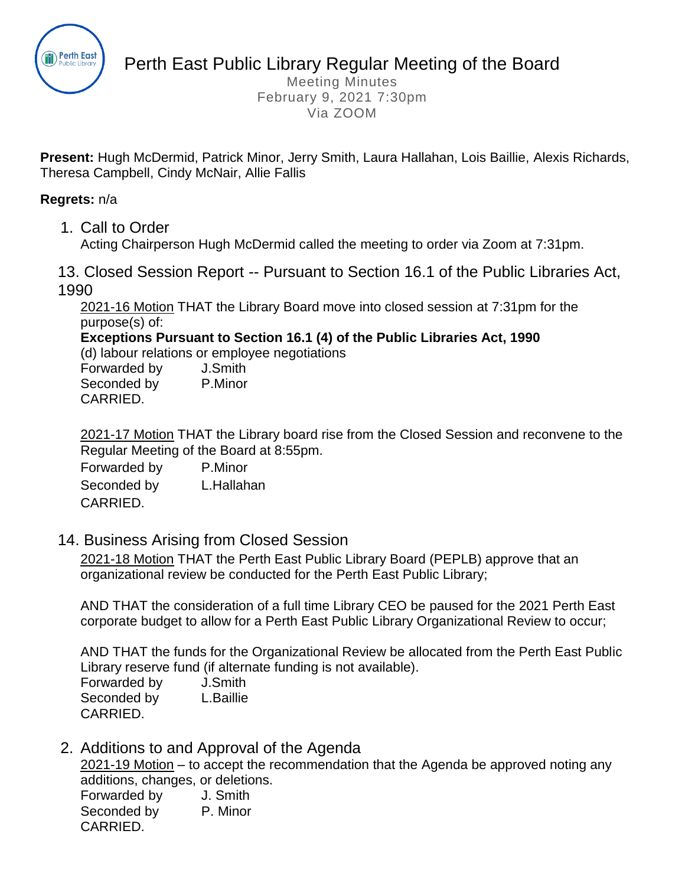# Perth East Public Library Regular Meeting of the Board

Meeting Minutes
February 9, 2021 7:30pm
Via ZOOM

**Present:** Hugh McDermid, Patrick Minor, Jerry Smith, Laura Hallahan, Lois Baillie, Alexis Richards, Theresa Campbell, Cindy McNair, Allie Fallis

**Regrets:** n/a

## 1. Call to Order

Acting Chairperson Hugh McDermid called the meeting to order via Zoom at 7:31pm.

## 13. Closed Session Report -- Pursuant to Section 16.1 of the Public Libraries Act, 1990

2021-16 Motion THAT the Library Board move into closed session at 7:31pm for the purpose(s) of:

**Exceptions Pursuant to Section 16.1 (4) of the Public Libraries Act, 1990**

(d) labour relations or employee negotiations

Forwarded by J.Smith
Seconded by P.Minor
CARRIED.

2021-17 Motion THAT the Library board rise from the Closed Session and reconvene to the Regular Meeting of the Board at 8:55pm.

Forwarded by P.Minor
Seconded by L.Hallahan
CARRIED.

## 14. Business Arising from Closed Session

2021-18 Motion THAT the Perth East Public Library Board (PEPLB) approve that an organizational review be conducted for the Perth East Public Library;

AND THAT the consideration of a full time Library CEO be paused for the 2021 Perth East corporate budget to allow for a Perth East Public Library Organizational Review to occur;

AND THAT the funds for the Organizational Review be allocated from the Perth East Public Library reserve fund (if alternate funding is not available).

Forwarded by J.Smith
Seconded by L.Baillie
CARRIED.

## 2. Additions to and Approval of the Agenda

2021-19 Motion – to accept the recommendation that the Agenda be approved noting any additions, changes, or deletions.

Forwarded by J. Smith
Seconded by P. Minor
CARRIED.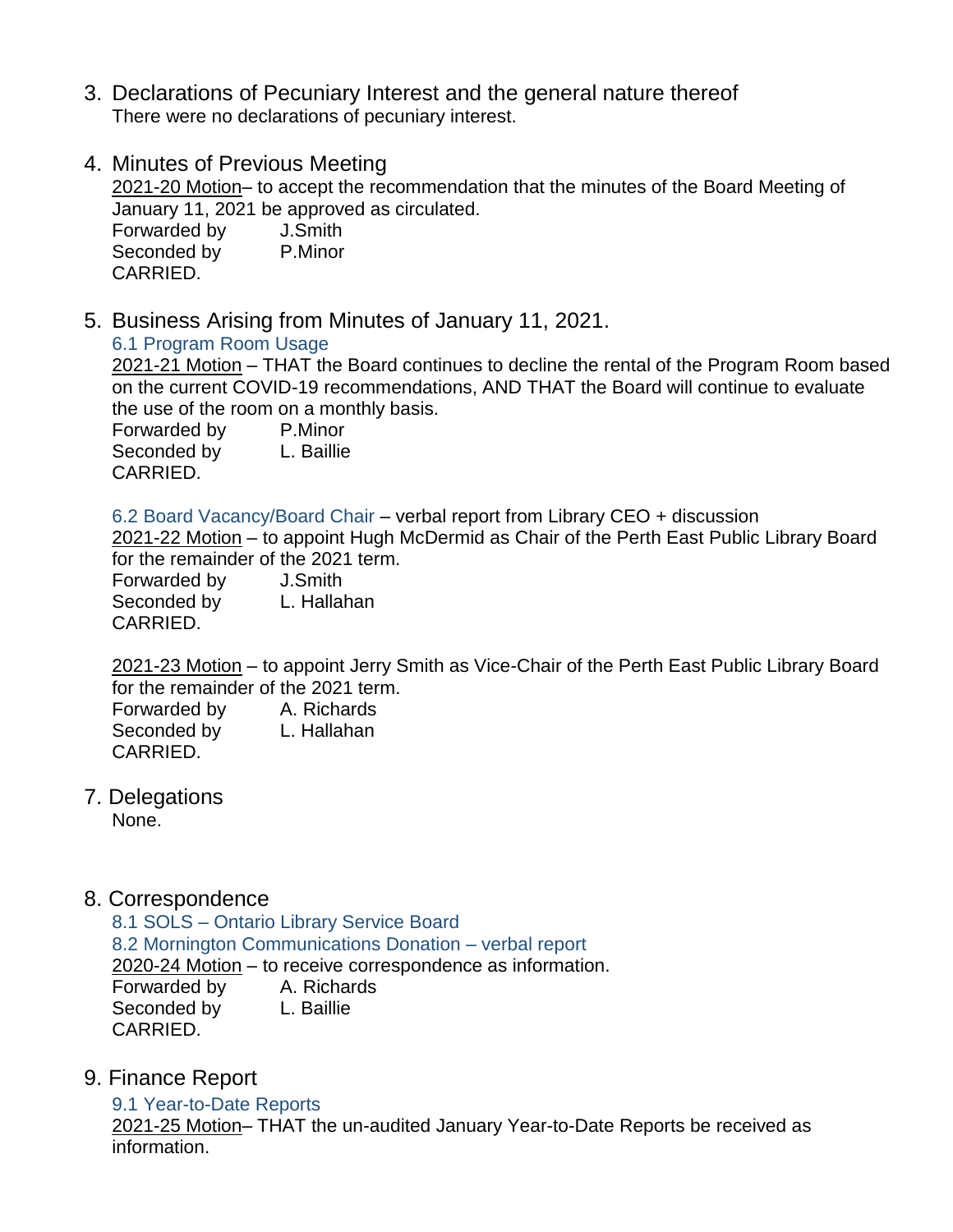3. Declarations of Pecuniary Interest and the general nature thereof

   There were no declarations of pecuniary interest.

4. Minutes of Previous Meeting

   2021-20 Motion– to accept the recommendation that the minutes of the Board Meeting of January 11, 2021 be approved as circulated.
   Forwarded by J.Smith
   Seconded by P.Minor
   CARRIED.

5. Business Arising from Minutes of January 11, 2021.

   6.1 Program Room Usage

   2021-21 Motion – THAT the Board continues to decline the rental of the Program Room based on the current COVID-19 recommendations, AND THAT the Board will continue to evaluate the use of the room on a monthly basis.
   Forwarded by P.Minor
   Seconded by L. Baillie
   CARRIED.

   6.2 Board Vacancy/Board Chair – verbal report from Library CEO + discussion

   2021-22 Motion – to appoint Hugh McDermid as Chair of the Perth East Public Library Board for the remainder of the 2021 term.
   Forwarded by J.Smith
   Seconded by L. Hallahan
   CARRIED.

   2021-23 Motion – to appoint Jerry Smith as Vice-Chair of the Perth East Public Library Board for the remainder of the 2021 term.
   Forwarded by A. Richards
   Seconded by L. Hallahan
   CARRIED.

7. Delegations

   None.

8. Correspondence

   8.1 SOLS – Ontario Library Service Board
   8.2 Mornington Communications Donation – verbal report

   2020-24 Motion – to receive correspondence as information.
   Forwarded by A. Richards
   Seconded by L. Baillie
   CARRIED.

9. Finance Report

   9.1 Year-to-Date Reports

   2021-25 Motion– THAT the un-audited January Year-to-Date Reports be received as information.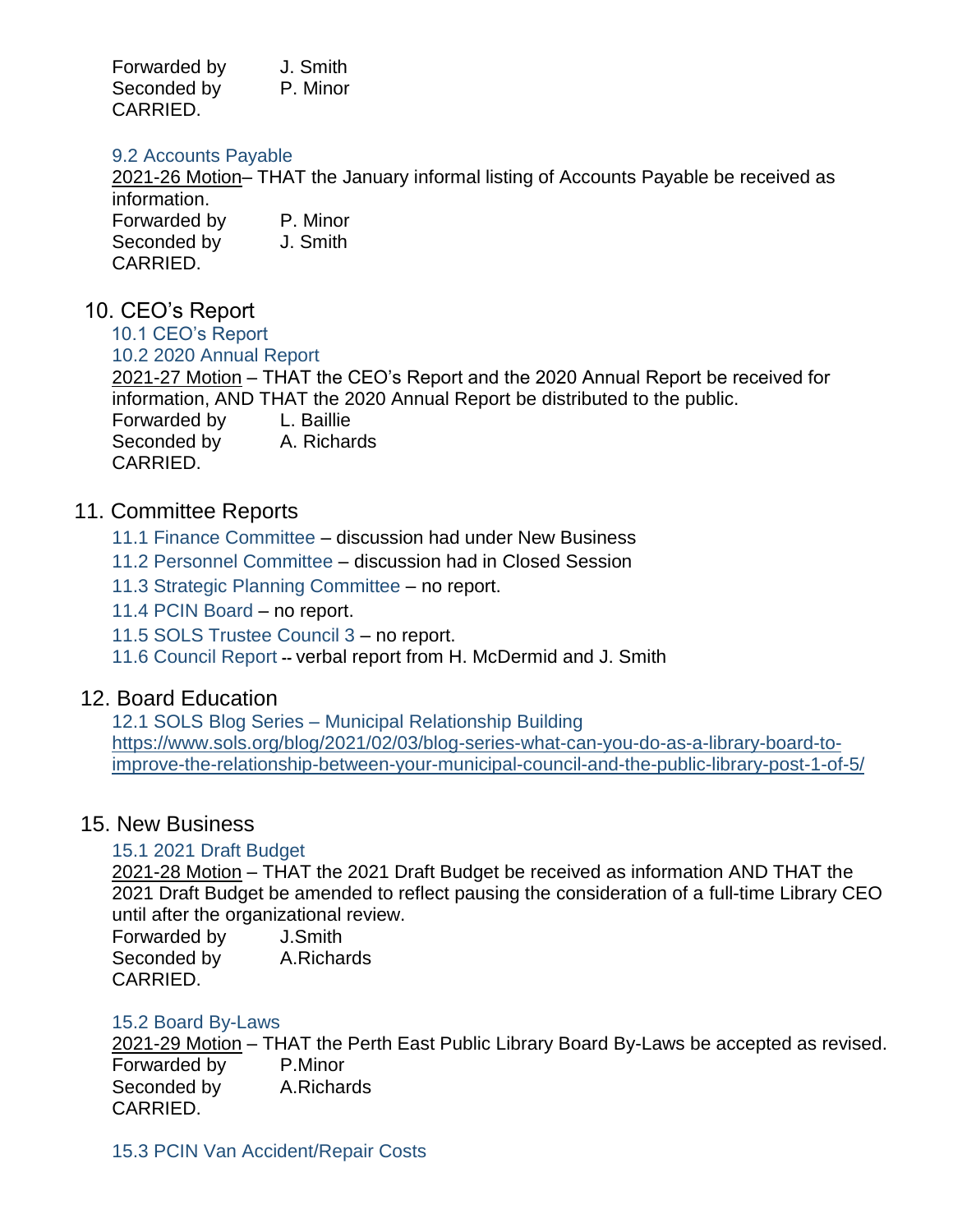Forwarded by J. Smith
Seconded by P. Minor
CARRIED.

### 9.2 Accounts Payable

2021-26 Motion– THAT the January informal listing of Accounts Payable be received as information.
Forwarded by P. Minor
Seconded by J. Smith
CARRIED.

## 10. CEO's Report

### 10.1 CEO's Report

### 10.2 2020 Annual Report

2021-27 Motion – THAT the CEO's Report and the 2020 Annual Report be received for information, AND THAT the 2020 Annual Report be distributed to the public.
Forwarded by L. Baillie
Seconded by A. Richards
CARRIED.

## 11. Committee Reports

11.1 Finance Committee – discussion had under New Business

11.2 Personnel Committee – discussion had in Closed Session

11.3 Strategic Planning Committee – no report.

11.4 PCIN Board – no report.

11.5 SOLS Trustee Council 3 – no report.

11.6 Council Report -- verbal report from H. McDermid and J. Smith

## 12. Board Education

### 12.1 SOLS Blog Series – Municipal Relationship Building

https://www.sols.org/blog/2021/02/03/blog-series-what-can-you-do-as-a-library-board-to-improve-the-relationship-between-your-municipal-council-and-the-public-library-post-1-of-5/

## 15. New Business

### 15.1 2021 Draft Budget

2021-28 Motion – THAT the 2021 Draft Budget be received as information AND THAT the 2021 Draft Budget be amended to reflect pausing the consideration of a full-time Library CEO until after the organizational review.
Forwarded by J.Smith
Seconded by A.Richards
CARRIED.

### 15.2 Board By-Laws

2021-29 Motion – THAT the Perth East Public Library Board By-Laws be accepted as revised.
Forwarded by P.Minor
Seconded by A.Richards
CARRIED.

### 15.3 PCIN Van Accident/Repair Costs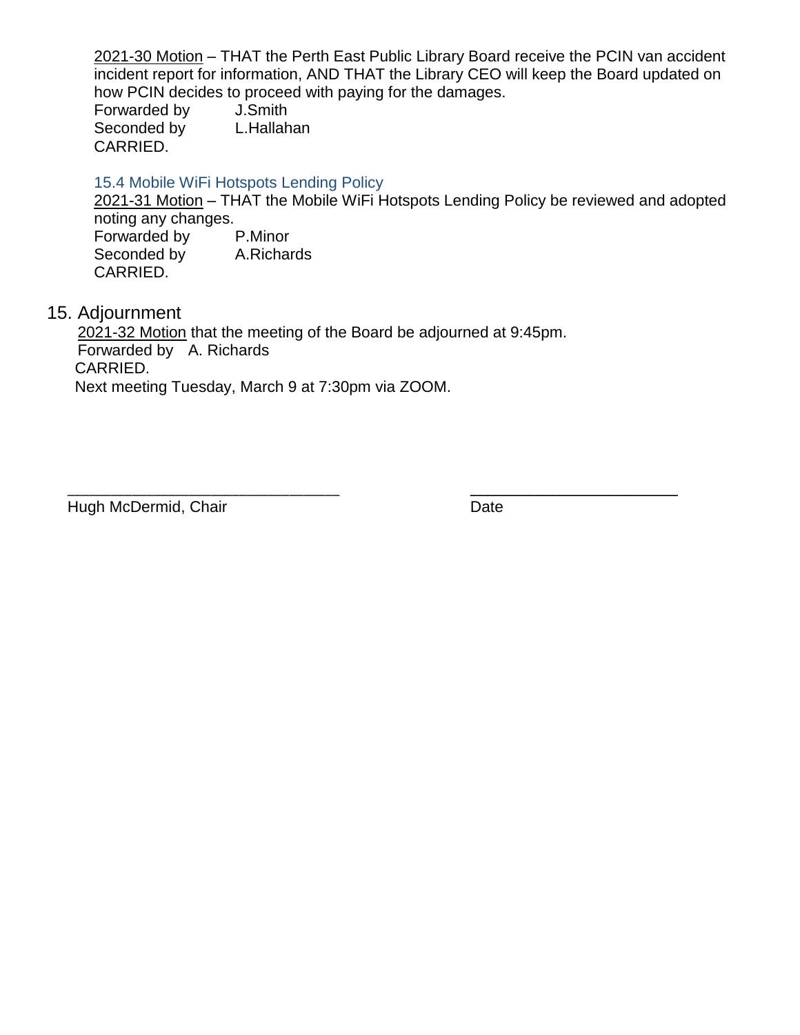2021-30 Motion – THAT the Perth East Public Library Board receive the PCIN van accident incident report for information, AND THAT the Library CEO will keep the Board updated on how PCIN decides to proceed with paying for the damages.
Forwarded by J.Smith
Seconded by L.Hallahan
CARRIED.

### 15.4 Mobile WiFi Hotspots Lending Policy

2021-31 Motion – THAT the Mobile WiFi Hotspots Lending Policy be reviewed and adopted noting any changes.
Forwarded by P.Minor
Seconded by A.Richards
CARRIED.

## 15. Adjournment

2021-32 Motion that the meeting of the Board be adjourned at 9:45pm.
Forwarded by A. Richards
CARRIED.
Next meeting Tuesday, March 9 at 7:30pm via ZOOM.

\_\_\_\_\_\_\_\_\_\_\_\_\_\_\_\_\_\_\_\_\_\_\_\_\_\_\_\_\_\_\_ \_\_\_\_\_\_\_\_\_\_\_\_\_\_\_\_\_\_\_\_\_\_\_\_
Hugh McDermid, Chair Date